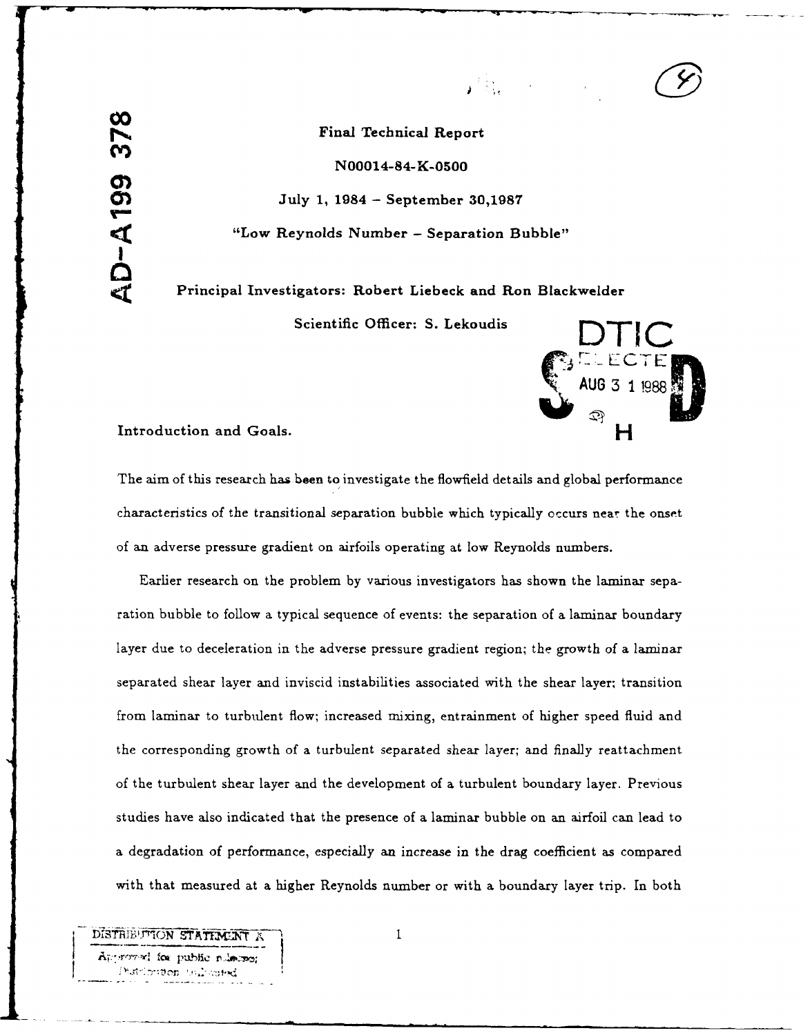AD-A199 378

**Final Technical Report**

**N00014-84-K-0500**

**July 1, 1984 – September 30,1987**

**"Low Reynolds Number – Separation Bubble"**

**Principal Investigators: Robert Liebeck and Ron Blackwelder**

**Scientific Officer: S. Lekoudis**

DTIC ELECTE AUG 3 1 1988

**Introduction and Goals.**

The aim of this research has been to investigate the flowfield details and global performance characteristics of the transitional separation bubble which typically occurs near the onset of an adverse pressure gradient on airfoils operating at low Reynolds numbers.

Earlier research on the problem by various investigators has shown the laminar separation bubble to follow a typical sequence of events: the separation of a laminar boundary layer due to deceleration in the adverse pressure gradient region; the growth of a laminar separated shear layer and inviscid instabilities associated with the shear layer; transition from laminar to turbulent flow; increased mixing, entrainment of higher speed fluid and the corresponding growth of a turbulent separated shear layer; and finally reattachment of the turbulent shear layer and the development of a turbulent boundary layer. Previous studies have also indicated that the presence of a laminar bubble on an airfoil can lead to a degradation of performance, especially an increase in the drag coefficient as compared with that measured at a higher Reynolds number or with a boundary layer trip. In both

DISTRIBUTION STATEMENT A
Approved for public release;
Distribution Unlimited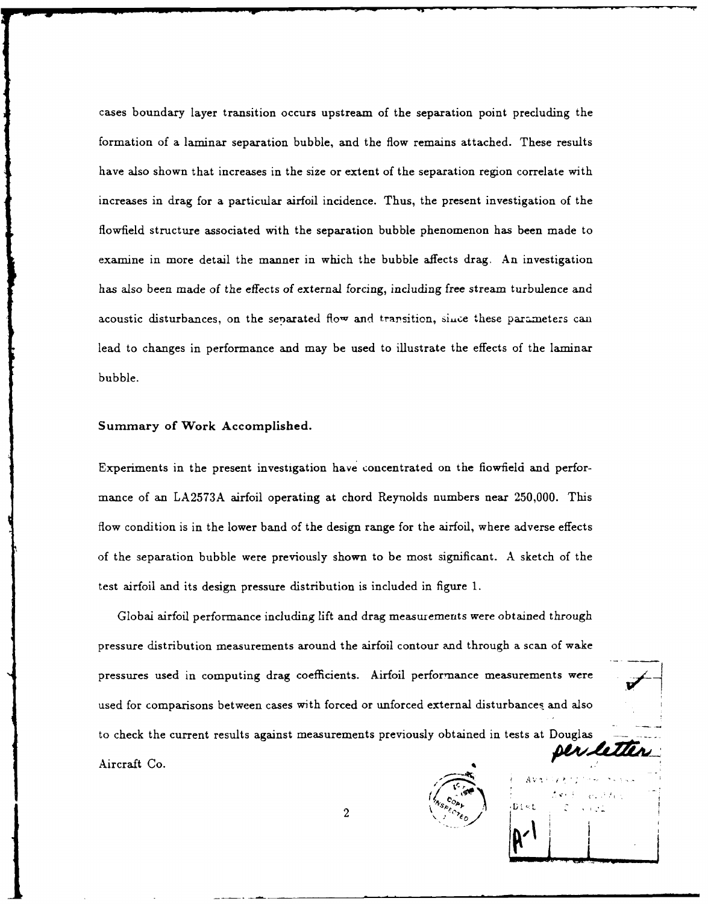cases boundary layer transition occurs upstream of the separation point precluding the formation of a laminar separation bubble, and the flow remains attached. These results have also shown that increases in the size or extent of the separation region correlate with increases in drag for a particular airfoil incidence. Thus, the present investigation of the flowfield structure associated with the separation bubble phenomenon has been made to examine in more detail the manner in which the bubble affects drag. An investigation has also been made of the effects of external forcing, including free stream turbulence and acoustic disturbances, on the separated flow and transition, since these parameters can lead to changes in performance and may be used to illustrate the effects of the laminar bubble.

**Summary of Work Accomplished.**

Experiments in the present investigation have concentrated on the flowfield and performance of an LA2573A airfoil operating at chord Reynolds numbers near 250,000. This flow condition is in the lower band of the design range for the airfoil, where adverse effects of the separation bubble were previously shown to be most significant. A sketch of the test airfoil and its design pressure distribution is included in figure 1.

Global airfoil performance including lift and drag measurements were obtained through pressure distribution measurements around the airfoil contour and through a scan of wake pressures used in computing drag coefficients. Airfoil performance measurements were used for comparisons between cases with forced or unforced external disturbances and also to check the current results against measurements previously obtained in tests at Douglas Aircraft Co.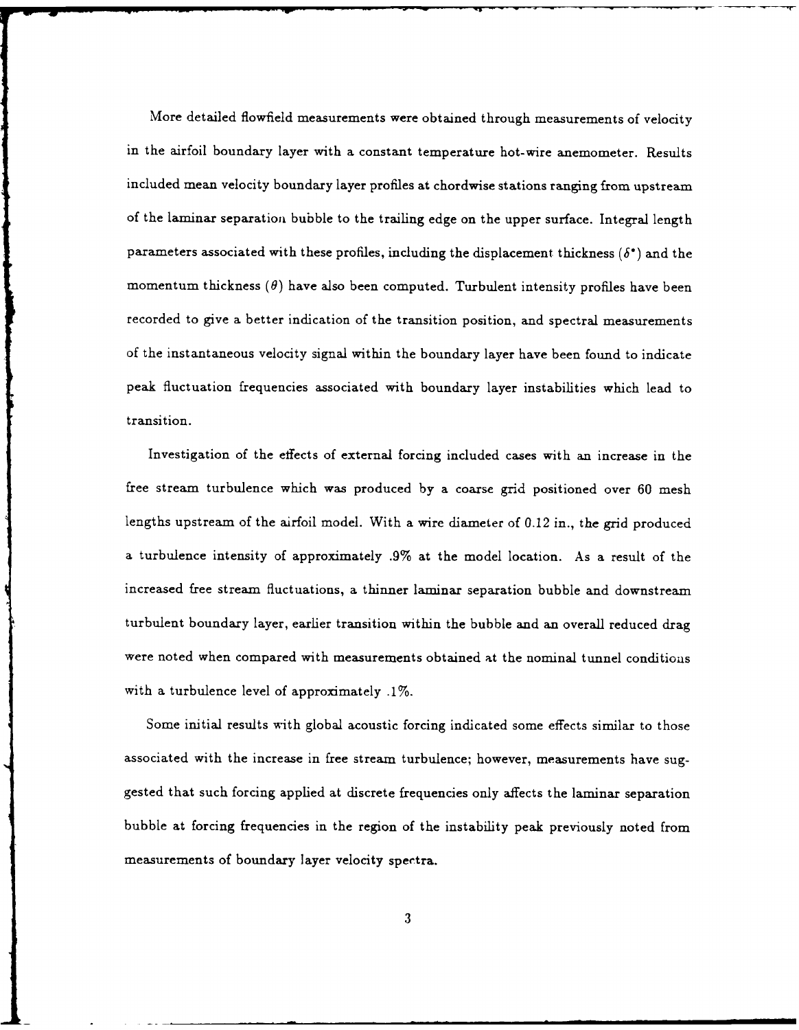More detailed flowfield measurements were obtained through measurements of velocity in the airfoil boundary layer with a constant temperature hot-wire anemometer. Results included mean velocity boundary layer profiles at chordwise stations ranging from upstream of the laminar separation bubble to the trailing edge on the upper surface. Integral length parameters associated with these profiles, including the displacement thickness ($\delta^*$) and the momentum thickness ($\theta$) have also been computed. Turbulent intensity profiles have been recorded to give a better indication of the transition position, and spectral measurements of the instantaneous velocity signal within the boundary layer have been found to indicate peak fluctuation frequencies associated with boundary layer instabilities which lead to transition.

Investigation of the effects of external forcing included cases with an increase in the free stream turbulence which was produced by a coarse grid positioned over 60 mesh lengths upstream of the airfoil model. With a wire diameter of 0.12 in., the grid produced a turbulence intensity of approximately .9% at the model location. As a result of the increased free stream fluctuations, a thinner laminar separation bubble and downstream turbulent boundary layer, earlier transition within the bubble and an overall reduced drag were noted when compared with measurements obtained at the nominal tunnel conditions with a turbulence level of approximately .1%.

Some initial results with global acoustic forcing indicated some effects similar to those associated with the increase in free stream turbulence; however, measurements have suggested that such forcing applied at discrete frequencies only affects the laminar separation bubble at forcing frequencies in the region of the instability peak previously noted from measurements of boundary layer velocity spectra.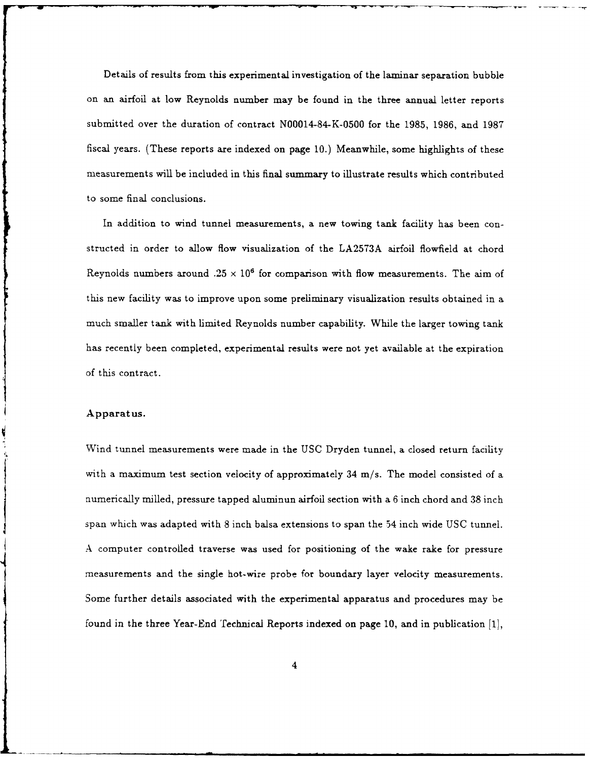Details of results from this experimental investigation of the laminar separation bubble on an airfoil at low Reynolds number may be found in the three annual letter reports submitted over the duration of contract N00014-84-K-0500 for the 1985, 1986, and 1987 fiscal years. (These reports are indexed on page 10.) Meanwhile, some highlights of these measurements will be included in this final summary to illustrate results which contributed to some final conclusions.

In addition to wind tunnel measurements, a new towing tank facility has been constructed in order to allow flow visualization of the LA2573A airfoil flowfield at chord Reynolds numbers around $.25 \times 10^6$ for comparison with flow measurements. The aim of this new facility was to improve upon some preliminary visualization results obtained in a much smaller tank with limited Reynolds number capability. While the larger towing tank has recently been completed, experimental results were not yet available at the expiration of this contract.

### Apparatus.

Wind tunnel measurements were made in the USC Dryden tunnel, a closed return facility with a maximum test section velocity of approximately 34 m/s. The model consisted of a numerically milled, pressure tapped aluminun airfoil section with a 6 inch chord and 38 inch span which was adapted with 8 inch balsa extensions to span the 54 inch wide USC tunnel. A computer controlled traverse was used for positioning of the wake rake for pressure measurements and the single hot-wire probe for boundary layer velocity measurements. Some further details associated with the experimental apparatus and procedures may be found in the three Year-End Technical Reports indexed on page 10, and in publication [1],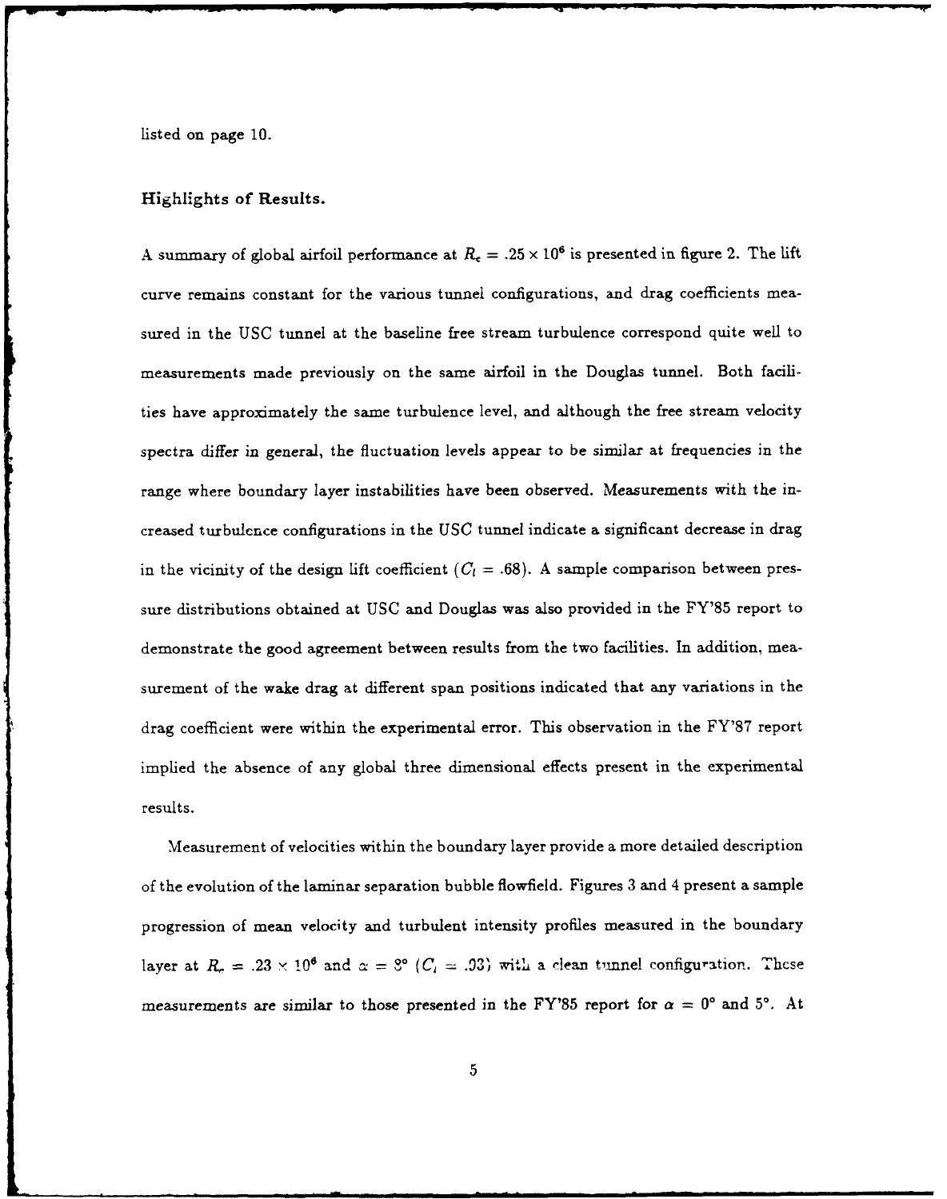listed on page 10.

### Highlights of Results.

A summary of global airfoil performance at $R_c = .25 \times 10^6$ is presented in figure 2. The lift curve remains constant for the various tunnel configurations, and drag coefficients measured in the USC tunnel at the baseline free stream turbulence correspond quite well to measurements made previously on the same airfoil in the Douglas tunnel. Both facilities have approximately the same turbulence level, and although the free stream velocity spectra differ in general, the fluctuation levels appear to be similar at frequencies in the range where boundary layer instabilities have been observed. Measurements with the increased turbulence configurations in the USC tunnel indicate a significant decrease in drag in the vicinity of the design lift coefficient ($C_l = .68$). A sample comparison between pressure distributions obtained at USC and Douglas was also provided in the FY'85 report to demonstrate the good agreement between results from the two facilities. In addition, measurement of the wake drag at different span positions indicated that any variations in the drag coefficient were within the experimental error. This observation in the FY'87 report implied the absence of any global three dimensional effects present in the experimental results.

Measurement of velocities within the boundary layer provide a more detailed description of the evolution of the laminar separation bubble flowfield. Figures 3 and 4 present a sample progression of mean velocity and turbulent intensity profiles measured in the boundary layer at $R_c = .23 \times 10^6$ and $\alpha = 8°$ ($C_l = .93$) with a clean tunnel configuration. These measurements are similar to those presented in the FY'85 report for $\alpha = 0°$ and $5°$. At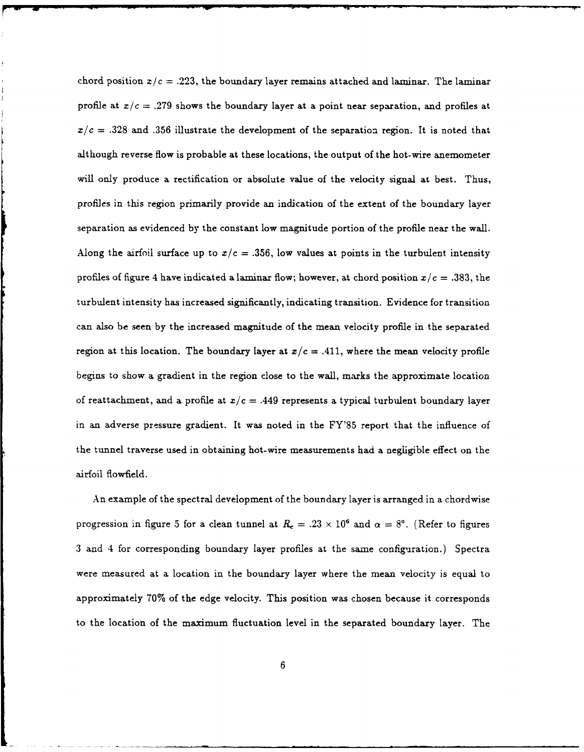chord position $x/c = .223$, the boundary layer remains attached and laminar. The laminar profile at $x/c = .279$ shows the boundary layer at a point near separation, and profiles at $x/c = .328$ and $.356$ illustrate the development of the separation region. It is noted that although reverse flow is probable at these locations, the output of the hot-wire anemometer will only produce a rectification or absolute value of the velocity signal at best. Thus, profiles in this region primarily provide an indication of the extent of the boundary layer separation as evidenced by the constant low magnitude portion of the profile near the wall. Along the airfoil surface up to $x/c = .356$, low values at points in the turbulent intensity profiles of figure 4 have indicated a laminar flow; however, at chord position $x/c = .383$, the turbulent intensity has increased significantly, indicating transition. Evidence for transition can also be seen by the increased magnitude of the mean velocity profile in the separated region at this location. The boundary layer at $x/c = .411$, where the mean velocity profile begins to show a gradient in the region close to the wall, marks the approximate location of reattachment, and a profile at $x/c = .449$ represents a typical turbulent boundary layer in an adverse pressure gradient. It was noted in the FY'85 report that the influence of the tunnel traverse used in obtaining hot-wire measurements had a negligible effect on the airfoil flowfield.

An example of the spectral development of the boundary layer is arranged in a chordwise progression in figure 5 for a clean tunnel at $R_c = .23 \times 10^6$ and $\alpha = 8°$. (Refer to figures 3 and 4 for corresponding boundary layer profiles at the same configuration.) Spectra were measured at a location in the boundary layer where the mean velocity is equal to approximately 70% of the edge velocity. This position was chosen because it corresponds to the location of the maximum fluctuation level in the separated boundary layer. The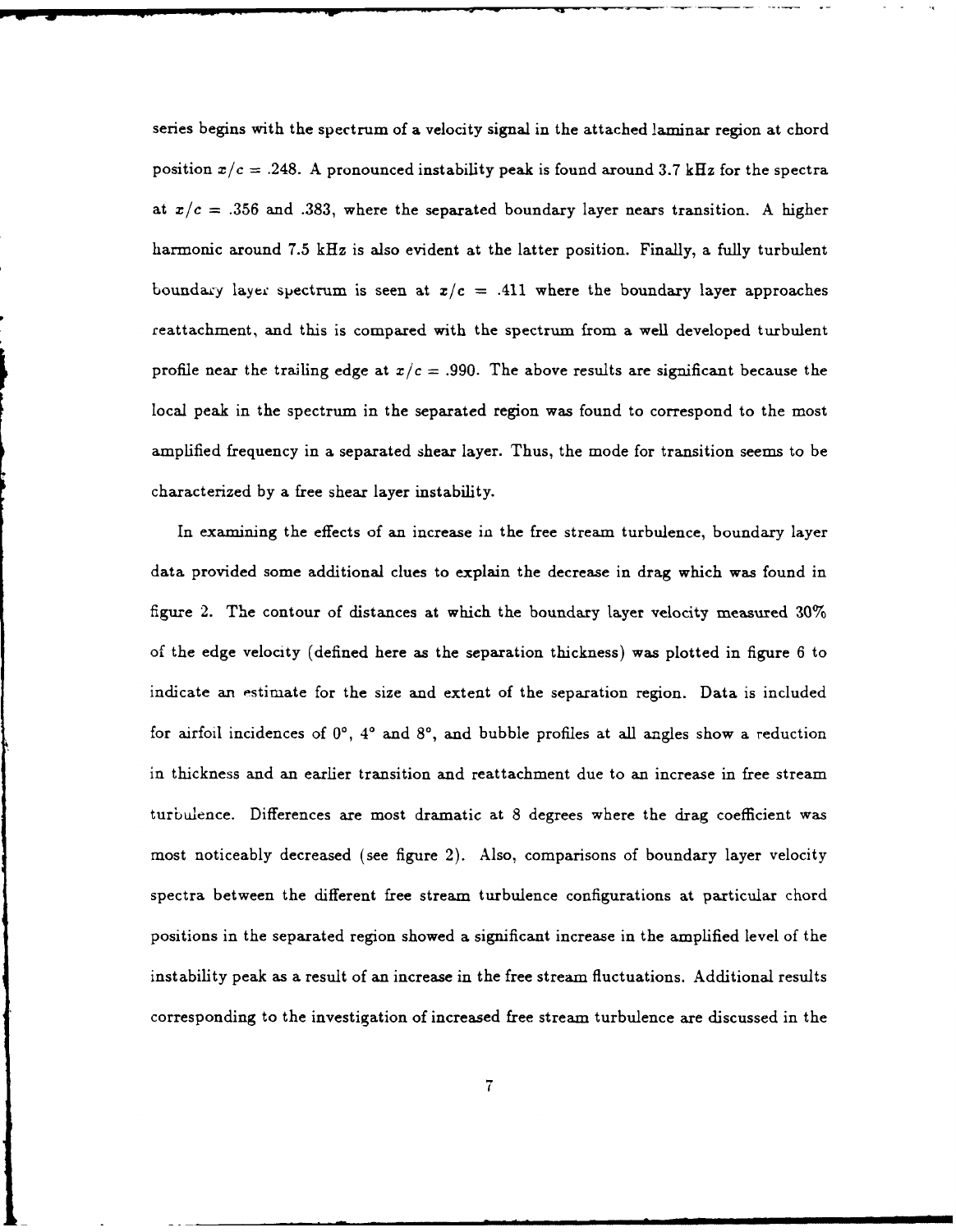series begins with the spectrum of a velocity signal in the attached laminar region at chord position $x/c = .248$. A pronounced instability peak is found around 3.7 kHz for the spectra at $x/c = .356$ and $.383$, where the separated boundary layer nears transition. A higher harmonic around 7.5 kHz is also evident at the latter position. Finally, a fully turbulent boundary layer spectrum is seen at $x/c = .411$ where the boundary layer approaches reattachment, and this is compared with the spectrum from a well developed turbulent profile near the trailing edge at $x/c = .990$. The above results are significant because the local peak in the spectrum in the separated region was found to correspond to the most amplified frequency in a separated shear layer. Thus, the mode for transition seems to be characterized by a free shear layer instability.

In examining the effects of an increase in the free stream turbulence, boundary layer data provided some additional clues to explain the decrease in drag which was found in figure 2. The contour of distances at which the boundary layer velocity measured 30% of the edge velocity (defined here as the separation thickness) was plotted in figure 6 to indicate an estimate for the size and extent of the separation region. Data is included for airfoil incidences of 0°, 4° and 8°, and bubble profiles at all angles show a reduction in thickness and an earlier transition and reattachment due to an increase in free stream turbulence. Differences are most dramatic at 8 degrees where the drag coefficient was most noticeably decreased (see figure 2). Also, comparisons of boundary layer velocity spectra between the different free stream turbulence configurations at particular chord positions in the separated region showed a significant increase in the amplified level of the instability peak as a result of an increase in the free stream fluctuations. Additional results corresponding to the investigation of increased free stream turbulence are discussed in the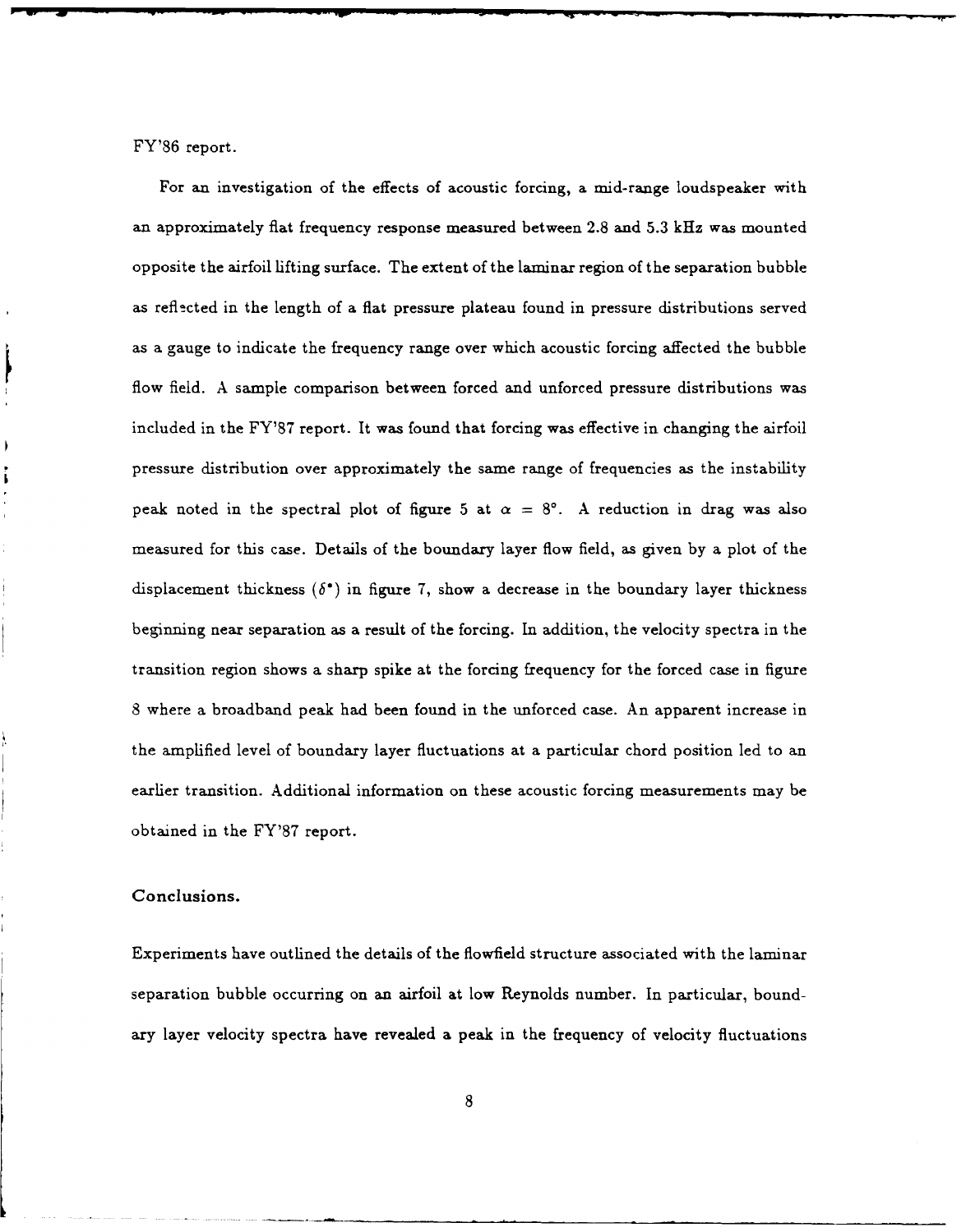FY'86 report.

For an investigation of the effects of acoustic forcing, a mid-range loudspeaker with an approximately flat frequency response measured between 2.8 and 5.3 kHz was mounted opposite the airfoil lifting surface. The extent of the laminar region of the separation bubble as reflected in the length of a flat pressure plateau found in pressure distributions served as a gauge to indicate the frequency range over which acoustic forcing affected the bubble flow field. A sample comparison between forced and unforced pressure distributions was included in the FY'87 report. It was found that forcing was effective in changing the airfoil pressure distribution over approximately the same range of frequencies as the instability peak noted in the spectral plot of figure 5 at $\alpha = 8°$. A reduction in drag was also measured for this case. Details of the boundary layer flow field, as given by a plot of the displacement thickness ($\delta^*$) in figure 7, show a decrease in the boundary layer thickness beginning near separation as a result of the forcing. In addition, the velocity spectra in the transition region shows a sharp spike at the forcing frequency for the forced case in figure 8 where a broadband peak had been found in the unforced case. An apparent increase in the amplified level of boundary layer fluctuations at a particular chord position led to an earlier transition. Additional information on these acoustic forcing measurements may be obtained in the FY'87 report.

### Conclusions.

Experiments have outlined the details of the flowfield structure associated with the laminar separation bubble occurring on an airfoil at low Reynolds number. In particular, boundary layer velocity spectra have revealed a peak in the frequency of velocity fluctuations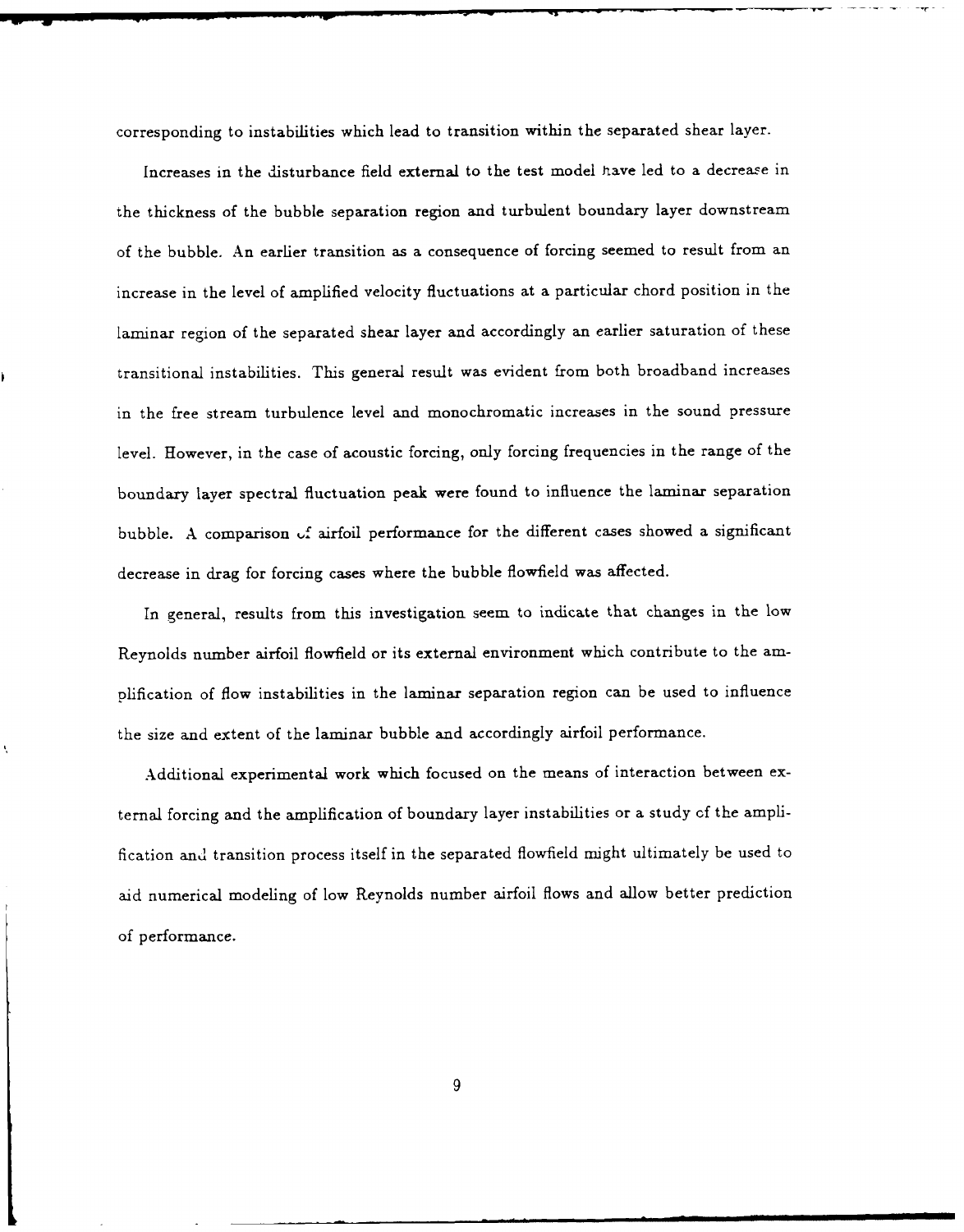corresponding to instabilities which lead to transition within the separated shear layer.

Increases in the disturbance field external to the test model have led to a decrease in the thickness of the bubble separation region and turbulent boundary layer downstream of the bubble. An earlier transition as a consequence of forcing seemed to result from an increase in the level of amplified velocity fluctuations at a particular chord position in the laminar region of the separated shear layer and accordingly an earlier saturation of these transitional instabilities. This general result was evident from both broadband increases in the free stream turbulence level and monochromatic increases in the sound pressure level. However, in the case of acoustic forcing, only forcing frequencies in the range of the boundary layer spectral fluctuation peak were found to influence the laminar separation bubble. A comparison of airfoil performance for the different cases showed a significant decrease in drag for forcing cases where the bubble flowfield was affected.

In general, results from this investigation seem to indicate that changes in the low Reynolds number airfoil flowfield or its external environment which contribute to the amplification of flow instabilities in the laminar separation region can be used to influence the size and extent of the laminar bubble and accordingly airfoil performance.

Additional experimental work which focused on the means of interaction between external forcing and the amplification of boundary layer instabilities or a study of the amplification and transition process itself in the separated flowfield might ultimately be used to aid numerical modeling of low Reynolds number airfoil flows and allow better prediction of performance.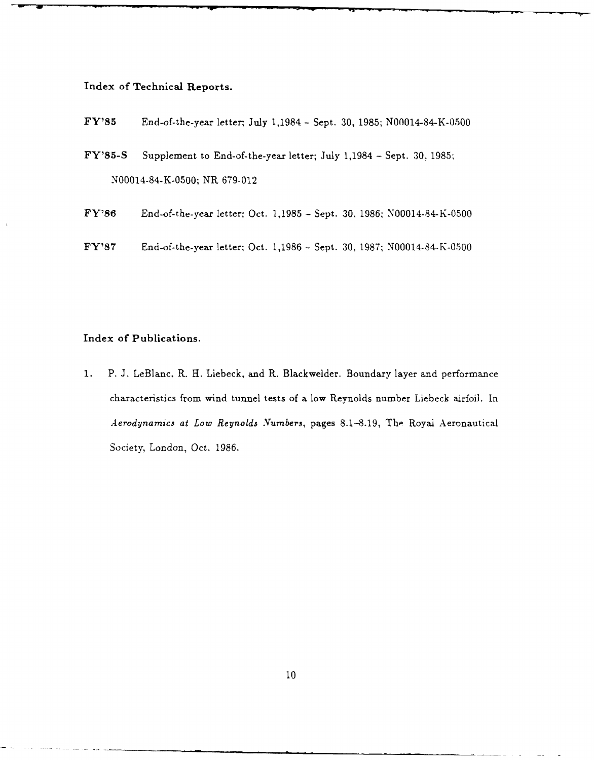**Index of Technical Reports.**

**FY'85** End-of-the-year letter; July 1,1984 – Sept. 30, 1985; N00014-84-K-0500

**FY'85-S** Supplement to End-of-the-year letter; July 1,1984 – Sept. 30, 1985; N00014-84-K-0500; NR 679-012

**FY'86** End-of-the-year letter; Oct. 1,1985 – Sept. 30, 1986; N00014-84-K-0500

**FY'87** End-of-the-year letter; Oct. 1,1986 – Sept. 30, 1987; N00014-84-K-0500

**Index of Publications.**

1. P. J. LeBlanc, R. H. Liebeck, and R. Blackwelder. Boundary layer and performance characteristics from wind tunnel tests of a low Reynolds number Liebeck airfoil. In *Aerodynamics at Low Reynolds Numbers*, pages 8.1–8.19, The Royal Aeronautical Society, London, Oct. 1986.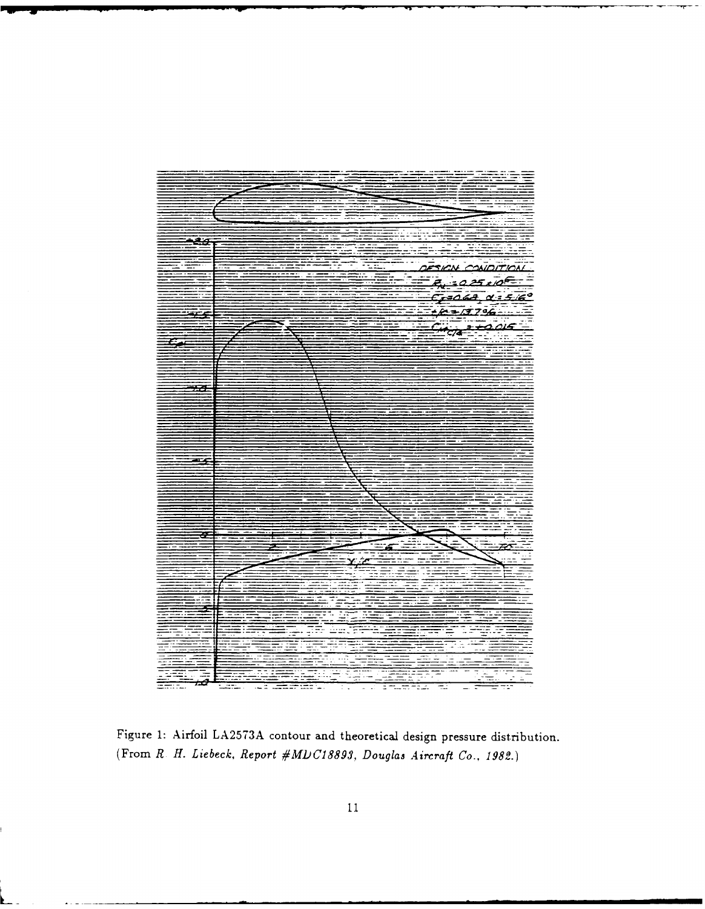Figure 1: Airfoil LA2573A contour and theoretical design pressure distribution. (From *R. H. Liebeck, Report #MDC18893, Douglas Aircraft Co., 1982.*)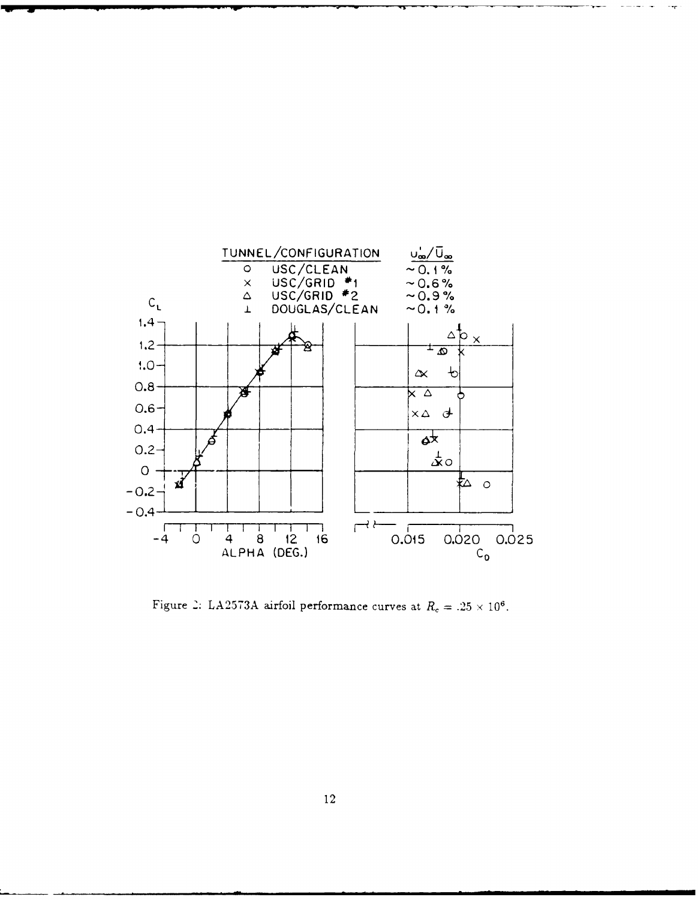| TUNNEL/CONFIGURATION | | $u'_\infty/\bar{U}_\infty$ |
|---|---|---|
| ○ | USC/CLEAN | ~0.1% |
| × | USC/GRID #1 | ~0.6% |
| △ | USC/GRID #2 | ~0.9% |
| ⊥ | DOUGLAS/CLEAN | ~0.1% |

Figure 2: LA2573A airfoil performance curves at $R_c = .25 \times 10^6$.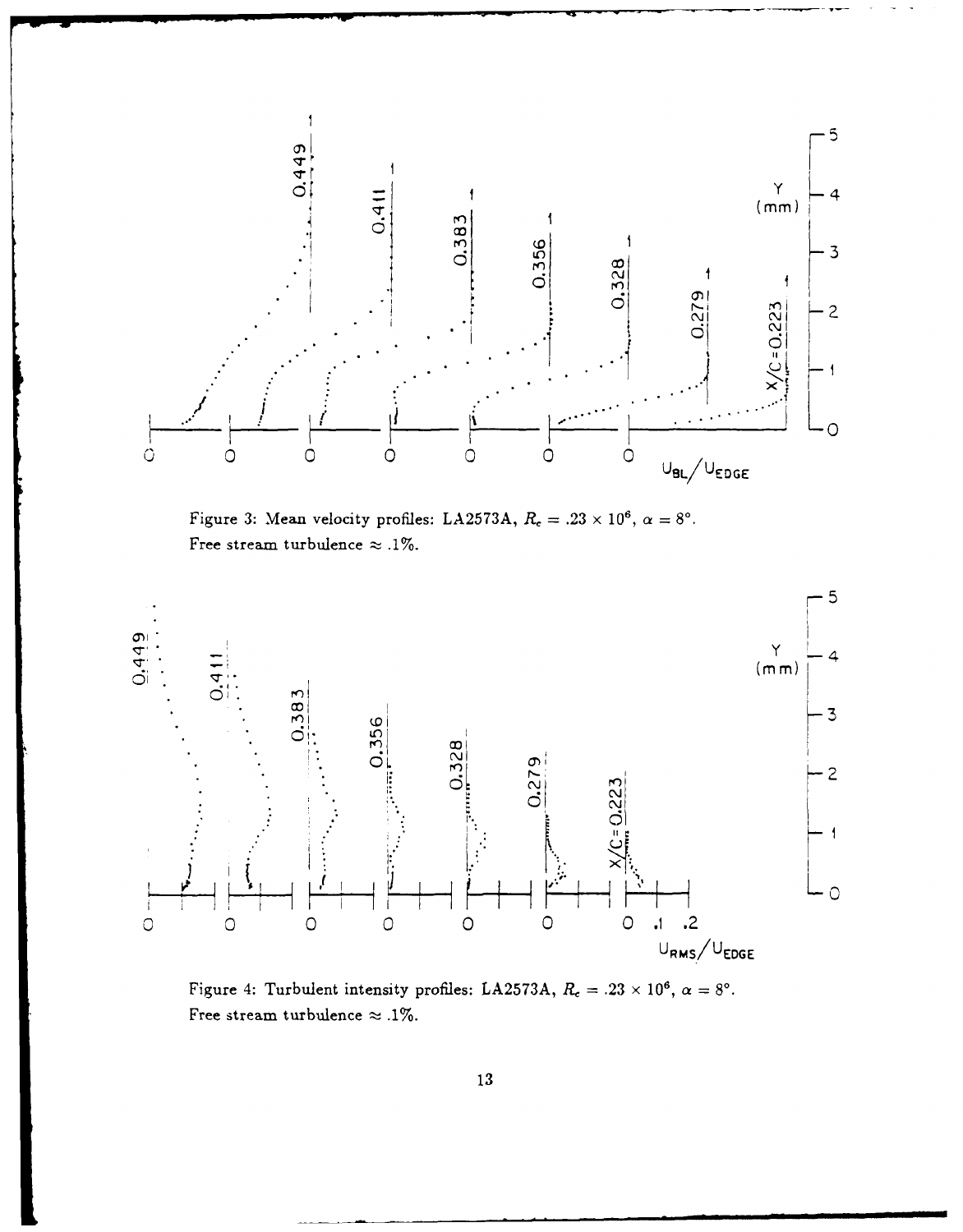Figure 3: Mean velocity profiles: LA2573A, $R_c = .23 \times 10^6$, $\alpha = 8°$. Free stream turbulence $\approx .1\%$.

Figure 4: Turbulent intensity profiles: LA2573A, $R_c = .23 \times 10^6$, $\alpha = 8°$. Free stream turbulence $\approx .1\%$.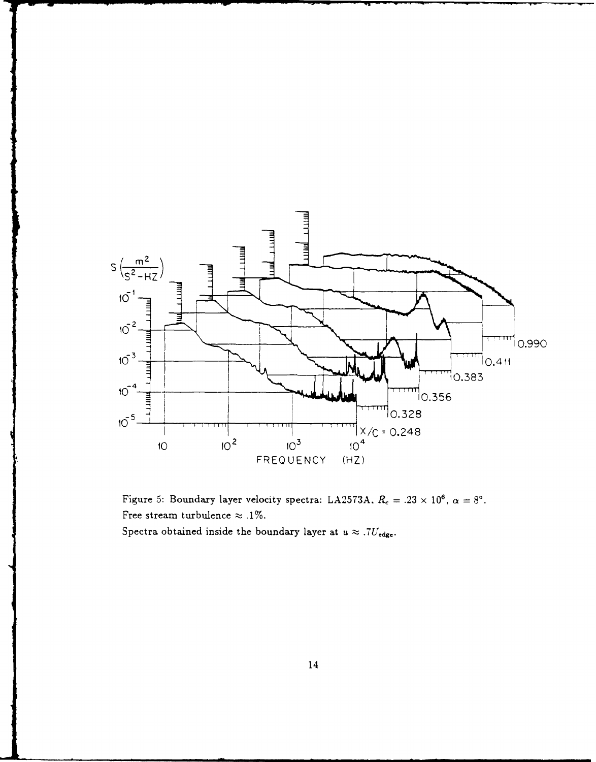Figure 5: Boundary layer velocity spectra: LA2573A, $R_c = .23 \times 10^6$, $\alpha = 8°$.
Free stream turbulence $\approx .1\%$.
Spectra obtained inside the boundary layer at $u \approx .7U_{edge}$.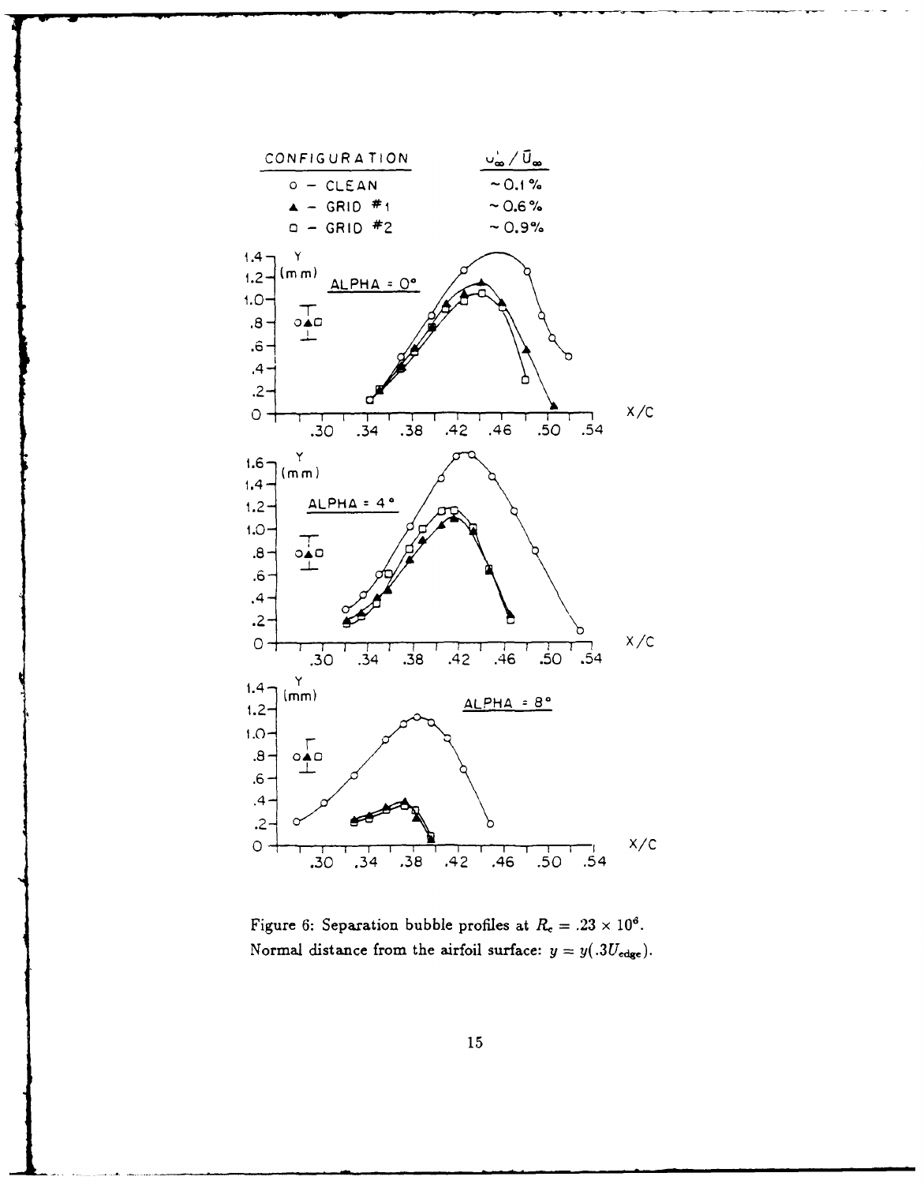Figure 6: Separation bubble profiles at $R_c = .23 \times 10^6$. Normal distance from the airfoil surface: $y = y(.3U_{edge})$.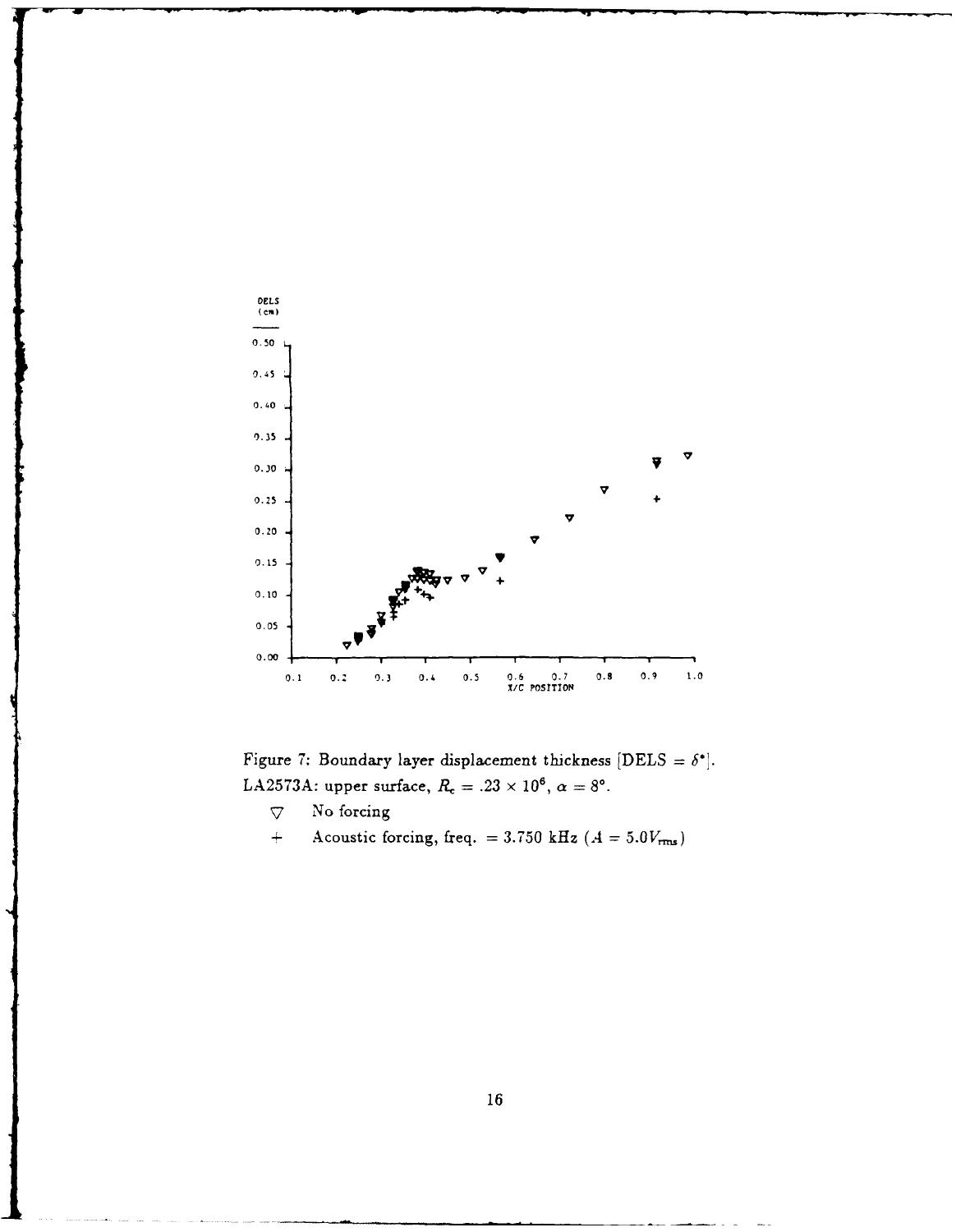Figure 7: Boundary layer displacement thickness [DELS = $\delta^*$]. LA2573A: upper surface, $R_c = .23 \times 10^6$, $\alpha = 8°$.

$\nabla$ No forcing

$+$ Acoustic forcing, freq. = 3.750 kHz ($A = 5.0V_{rms}$)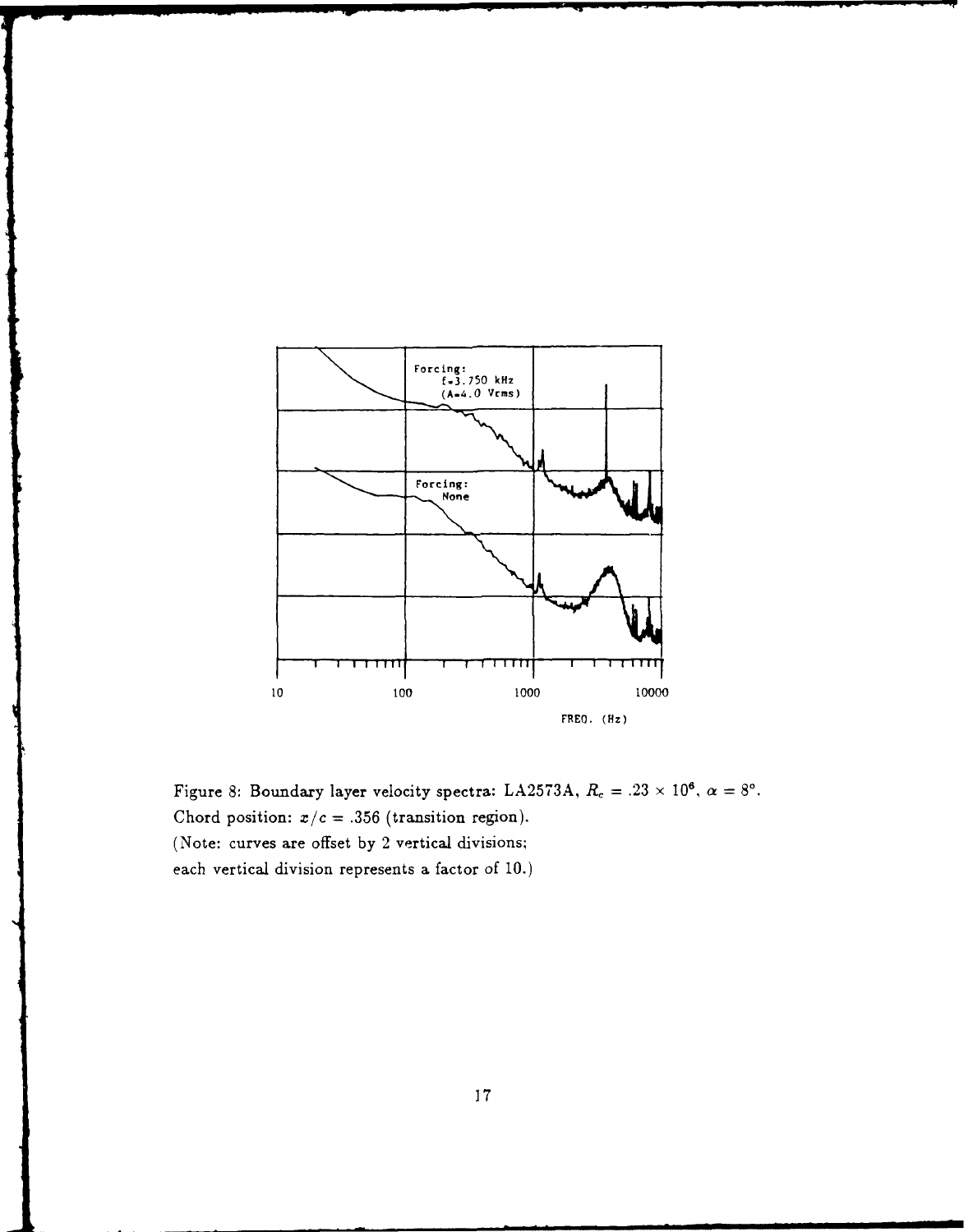Forcing:
f=3.750 kHz
(A=4.0 Vrms)

Forcing:
None

10
100
1000
10000
FREQ. (Hz)

Figure 8: Boundary layer velocity spectra: LA2573A, $R_c = .23 \times 10^6$, $\alpha = 8°$.
Chord position: $x/c = .356$ (transition region).
(Note: curves are offset by 2 vertical divisions;
each vertical division represents a factor of 10.)